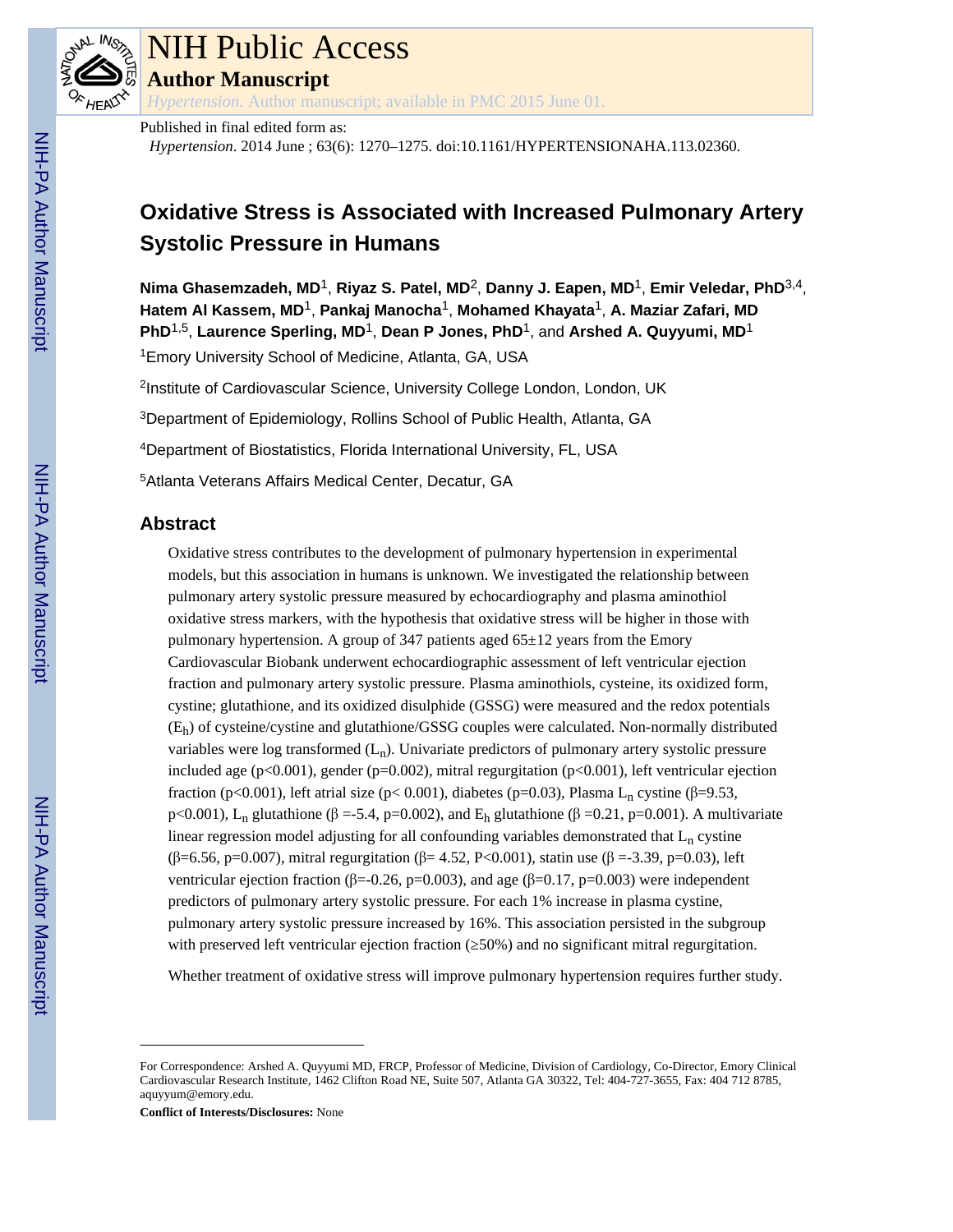# NIH Public Access

## Author Manuscript

*Hypertension*. Author manuscript; available in PMC 2015 June 01.

Published in final edited form as:

*Hypertension*. 2014 June ; 63(6): 1270–1275. doi:10.1161/HYPERTENSIONAHA.113.02360.

# Oxidative Stress is Associated with Increased Pulmonary Artery Systolic Pressure in Humans

**Nima Ghasemzadeh, MD**[1], **Riyaz S. Patel, MD**[2], **Danny J. Eapen, MD**[1], **Emir Veledar, PhD**[3,4], **Hatem Al Kassem, MD**[1], **Pankaj Manocha**[1], **Mohamed Khayata**[1], **A. Maziar Zafari, MD PhD**[1,5], **Laurence Sperling, MD**[1], **Dean P Jones, PhD**[1], and **Arshed A. Quyyumi, MD**[1]

[1]Emory University School of Medicine, Atlanta, GA, USA

[2]Institute of Cardiovascular Science, University College London, London, UK

[3]Department of Epidemiology, Rollins School of Public Health, Atlanta, GA

[4]Department of Biostatistics, Florida International University, FL, USA

[5]Atlanta Veterans Affairs Medical Center, Decatur, GA

## Abstract

Oxidative stress contributes to the development of pulmonary hypertension in experimental models, but this association in humans is unknown. We investigated the relationship between pulmonary artery systolic pressure measured by echocardiography and plasma aminothiol oxidative stress markers, with the hypothesis that oxidative stress will be higher in those with pulmonary hypertension. A group of 347 patients aged 65±12 years from the Emory Cardiovascular Biobank underwent echocardiographic assessment of left ventricular ejection fraction and pulmonary artery systolic pressure. Plasma aminothiols, cysteine, its oxidized form, cystine; glutathione, and its oxidized disulphide (GSSG) were measured and the redox potentials ($E_h$) of cysteine/cystine and glutathione/GSSG couples were calculated. Non-normally distributed variables were log transformed ($L_n$). Univariate predictors of pulmonary artery systolic pressure included age ($p<0.001$), gender ($p=0.002$), mitral regurgitation ($p<0.001$), left ventricular ejection fraction ($p<0.001$), left atrial size ($p< 0.001$), diabetes ($p=0.03$), Plasma $L_n$ cystine ($\beta=9.53$, $p<0.001$), $L_n$ glutathione ($\beta=-5.4$, $p=0.002$), and $E_h$ glutathione ($\beta=0.21$, $p=0.001$). A multivariate linear regression model adjusting for all confounding variables demonstrated that $L_n$ cystine ($\beta=6.56$, $p=0.007$), mitral regurgitation ($\beta= 4.52$, $P<0.001$), statin use ($\beta=-3.39$, $p=0.03$), left ventricular ejection fraction ($\beta=-0.26$, $p=0.003$), and age ($\beta=0.17$, $p=0.003$) were independent predictors of pulmonary artery systolic pressure. For each 1% increase in plasma cystine, pulmonary artery systolic pressure increased by 16%. This association persisted in the subgroup with preserved left ventricular ejection fraction (≥50%) and no significant mitral regurgitation.

Whether treatment of oxidative stress will improve pulmonary hypertension requires further study.

---

For Correspondence: Arshed A. Quyyumi MD, FRCP, Professor of Medicine, Division of Cardiology, Co-Director, Emory Clinical Cardiovascular Research Institute, 1462 Clifton Road NE, Suite 507, Atlanta GA 30322, Tel: 404-727-3655, Fax: 404 712 8785, aquyyum@emory.edu.

**Conflict of Interests/Disclosures:** None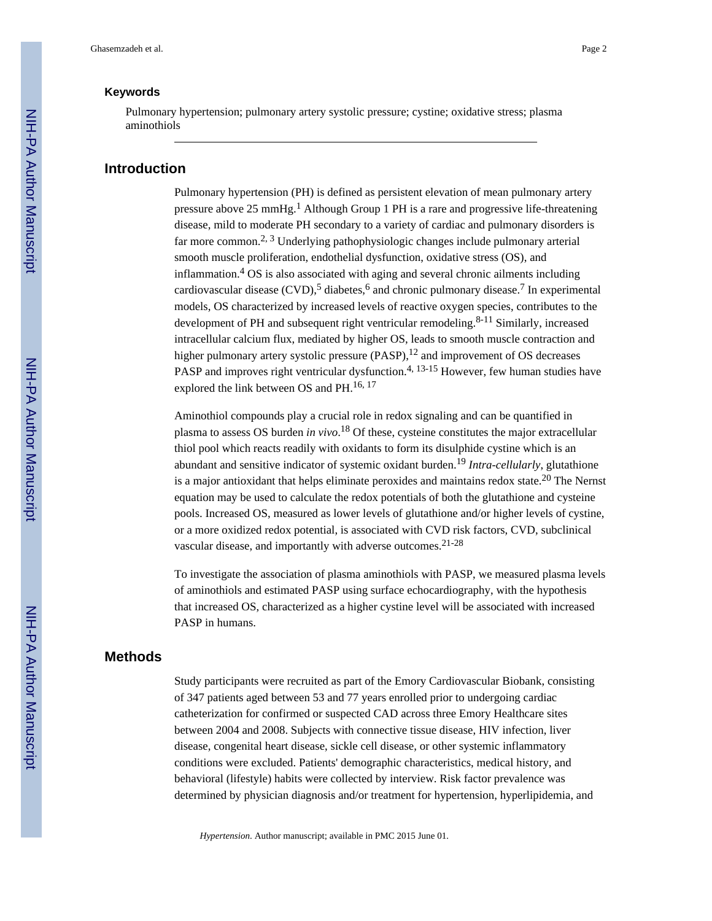### Keywords

Pulmonary hypertension; pulmonary artery systolic pressure; cystine; oxidative stress; plasma aminothiols

## Introduction

Pulmonary hypertension (PH) is defined as persistent elevation of mean pulmonary artery pressure above 25 mmHg.[1] Although Group 1 PH is a rare and progressive life-threatening disease, mild to moderate PH secondary to a variety of cardiac and pulmonary disorders is far more common.[2, 3] Underlying pathophysiologic changes include pulmonary arterial smooth muscle proliferation, endothelial dysfunction, oxidative stress (OS), and inflammation.[4] OS is also associated with aging and several chronic ailments including cardiovascular disease (CVD),[5] diabetes,[6] and chronic pulmonary disease.[7] In experimental models, OS characterized by increased levels of reactive oxygen species, contributes to the development of PH and subsequent right ventricular remodeling.[8-11] Similarly, increased intracellular calcium flux, mediated by higher OS, leads to smooth muscle contraction and higher pulmonary artery systolic pressure (PASP),[12] and improvement of OS decreases PASP and improves right ventricular dysfunction.[4, 13-15] However, few human studies have explored the link between OS and PH.[16, 17]

Aminothiol compounds play a crucial role in redox signaling and can be quantified in plasma to assess OS burden *in vivo*.[18] Of these, cysteine constitutes the major extracellular thiol pool which reacts readily with oxidants to form its disulphide cystine which is an abundant and sensitive indicator of systemic oxidant burden.[19] *Intra-cellularly*, glutathione is a major antioxidant that helps eliminate peroxides and maintains redox state.[20] The Nernst equation may be used to calculate the redox potentials of both the glutathione and cysteine pools. Increased OS, measured as lower levels of glutathione and/or higher levels of cystine, or a more oxidized redox potential, is associated with CVD risk factors, CVD, subclinical vascular disease, and importantly with adverse outcomes.[21-28]

To investigate the association of plasma aminothiols with PASP, we measured plasma levels of aminothiols and estimated PASP using surface echocardiography, with the hypothesis that increased OS, characterized as a higher cystine level will be associated with increased PASP in humans.

## Methods

Study participants were recruited as part of the Emory Cardiovascular Biobank, consisting of 347 patients aged between 53 and 77 years enrolled prior to undergoing cardiac catheterization for confirmed or suspected CAD across three Emory Healthcare sites between 2004 and 2008. Subjects with connective tissue disease, HIV infection, liver disease, congenital heart disease, sickle cell disease, or other systemic inflammatory conditions were excluded. Patients' demographic characteristics, medical history, and behavioral (lifestyle) habits were collected by interview. Risk factor prevalence was determined by physician diagnosis and/or treatment for hypertension, hyperlipidemia, and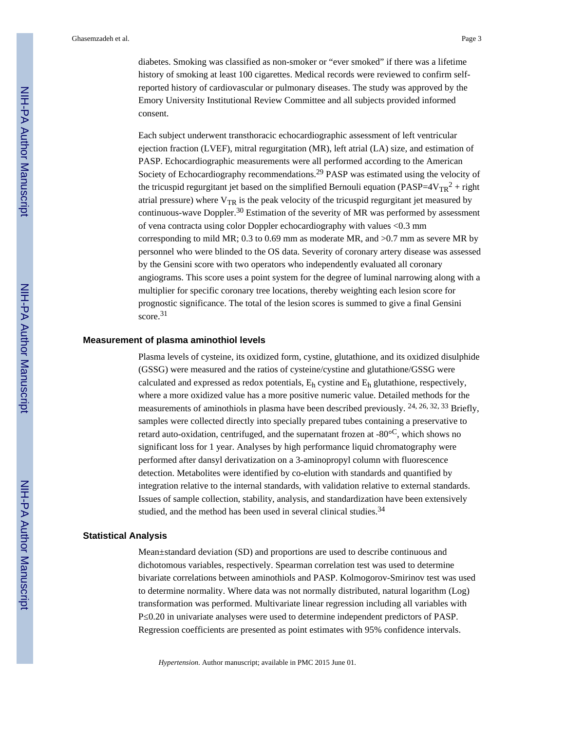diabetes. Smoking was classified as non-smoker or "ever smoked" if there was a lifetime history of smoking at least 100 cigarettes. Medical records were reviewed to confirm self-reported history of cardiovascular or pulmonary diseases. The study was approved by the Emory University Institutional Review Committee and all subjects provided informed consent.

Each subject underwent transthoracic echocardiographic assessment of left ventricular ejection fraction (LVEF), mitral regurgitation (MR), left atrial (LA) size, and estimation of PASP. Echocardiographic measurements were all performed according to the American Society of Echocardiography recommendations.[29] PASP was estimated using the velocity of the tricuspid regurgitant jet based on the simplified Bernouli equation ($PASP=4V_{TR}^2$ + right atrial pressure) where $V_{TR}$ is the peak velocity of the tricuspid regurgitant jet measured by continuous-wave Doppler.[30] Estimation of the severity of MR was performed by assessment of vena contracta using color Doppler echocardiography with values <0.3 mm corresponding to mild MR; 0.3 to 0.69 mm as moderate MR, and >0.7 mm as severe MR by personnel who were blinded to the OS data. Severity of coronary artery disease was assessed by the Gensini score with two operators who independently evaluated all coronary angiograms. This score uses a point system for the degree of luminal narrowing along with a multiplier for specific coronary tree locations, thereby weighting each lesion score for prognostic significance. The total of the lesion scores is summed to give a final Gensini score.[31]

### Measurement of plasma aminothiol levels

Plasma levels of cysteine, its oxidized form, cystine, glutathione, and its oxidized disulphide (GSSG) were measured and the ratios of cysteine/cystine and glutathione/GSSG were calculated and expressed as redox potentials, $E_h$ cystine and $E_h$ glutathione, respectively, where a more oxidized value has a more positive numeric value. Detailed methods for the measurements of aminothiols in plasma have been described previously.[24, 26, 32, 33] Briefly, samples were collected directly into specially prepared tubes containing a preservative to retard auto-oxidation, centrifuged, and the supernatant frozen at $-80^{\circ C}$, which shows no significant loss for 1 year. Analyses by high performance liquid chromatography were performed after dansyl derivatization on a 3-aminopropyl column with fluorescence detection. Metabolites were identified by co-elution with standards and quantified by integration relative to the internal standards, with validation relative to external standards. Issues of sample collection, stability, analysis, and standardization have been extensively studied, and the method has been used in several clinical studies.[34]

### Statistical Analysis

Mean±standard deviation (SD) and proportions are used to describe continuous and dichotomous variables, respectively. Spearman correlation test was used to determine bivariate correlations between aminothiols and PASP. Kolmogorov-Smirinov test was used to determine normality. Where data was not normally distributed, natural logarithm (Log) transformation was performed. Multivariate linear regression including all variables with $P \leq 0.20$ in univariate analyses were used to determine independent predictors of PASP. Regression coefficients are presented as point estimates with 95% confidence intervals.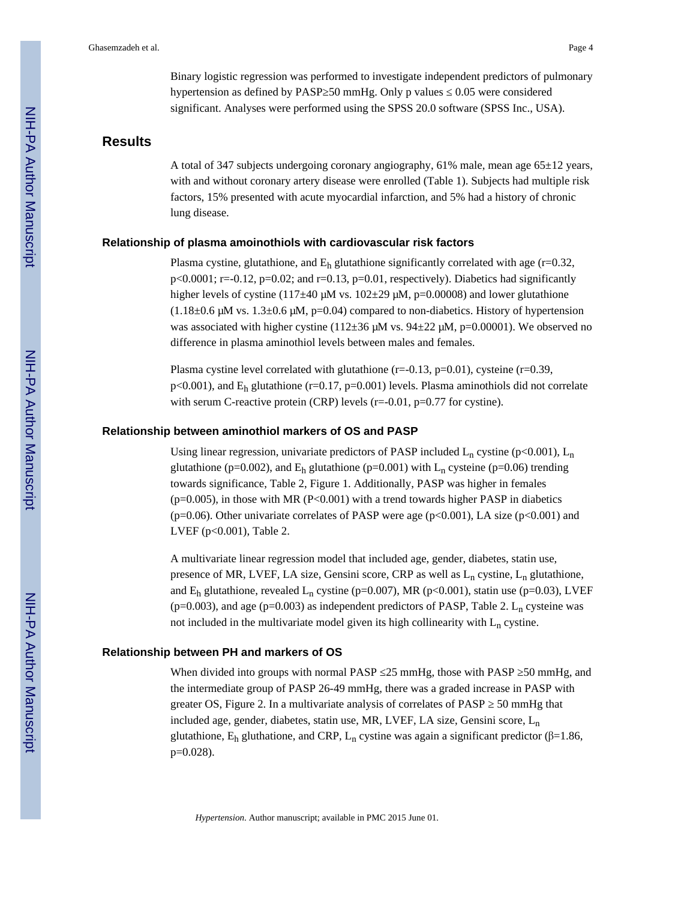Binary logistic regression was performed to investigate independent predictors of pulmonary hypertension as defined by PASP≥50 mmHg. Only p values ≤ 0.05 were considered significant. Analyses were performed using the SPSS 20.0 software (SPSS Inc., USA).

## Results

A total of 347 subjects undergoing coronary angiography, 61% male, mean age 65±12 years, with and without coronary artery disease were enrolled (Table 1). Subjects had multiple risk factors, 15% presented with acute myocardial infarction, and 5% had a history of chronic lung disease.

### Relationship of plasma amoinothiols with cardiovascular risk factors

Plasma cystine, glutathione, and $E_h$ glutathione significantly correlated with age (r=0.32, p<0.0001; r=-0.12, p=0.02; and r=0.13, p=0.01, respectively). Diabetics had significantly higher levels of cystine (117±40 μM vs. 102±29 μM, p=0.00008) and lower glutathione (1.18±0.6 μM vs. 1.3±0.6 μM, p=0.04) compared to non-diabetics. History of hypertension was associated with higher cystine (112±36 μM vs. 94±22 μM, p=0.00001). We observed no difference in plasma aminothiol levels between males and females.

Plasma cystine level correlated with glutathione (r=-0.13, p=0.01), cysteine (r=0.39, p<0.001), and $E_h$ glutathione (r=0.17, p=0.001) levels. Plasma aminothiols did not correlate with serum C-reactive protein (CRP) levels (r=-0.01, p=0.77 for cystine).

### Relationship between aminothiol markers of OS and PASP

Using linear regression, univariate predictors of PASP included $L_n$ cystine (p<0.001), $L_n$ glutathione (p=0.002), and $E_h$ glutathione (p=0.001) with $L_n$ cysteine (p=0.06) trending towards significance, Table 2, Figure 1. Additionally, PASP was higher in females (p=0.005), in those with MR (P<0.001) with a trend towards higher PASP in diabetics (p=0.06). Other univariate correlates of PASP were age (p<0.001), LA size (p<0.001) and LVEF (p<0.001), Table 2.

A multivariate linear regression model that included age, gender, diabetes, statin use, presence of MR, LVEF, LA size, Gensini score, CRP as well as $L_n$ cystine, $L_n$ glutathione, and $E_h$ glutathione, revealed $L_n$ cystine (p=0.007), MR (p<0.001), statin use (p=0.03), LVEF (p=0.003), and age (p=0.003) as independent predictors of PASP, Table 2. $L_n$ cysteine was not included in the multivariate model given its high collinearity with $L_n$ cystine.

### Relationship between PH and markers of OS

When divided into groups with normal PASP ≤25 mmHg, those with PASP ≥50 mmHg, and the intermediate group of PASP 26-49 mmHg, there was a graded increase in PASP with greater OS, Figure 2. In a multivariate analysis of correlates of PASP ≥ 50 mmHg that included age, gender, diabetes, statin use, MR, LVEF, LA size, Gensini score, $L_n$ glutathione, $E_h$ gluthatione, and CRP, $L_n$ cystine was again a significant predictor (β=1.86, p=0.028).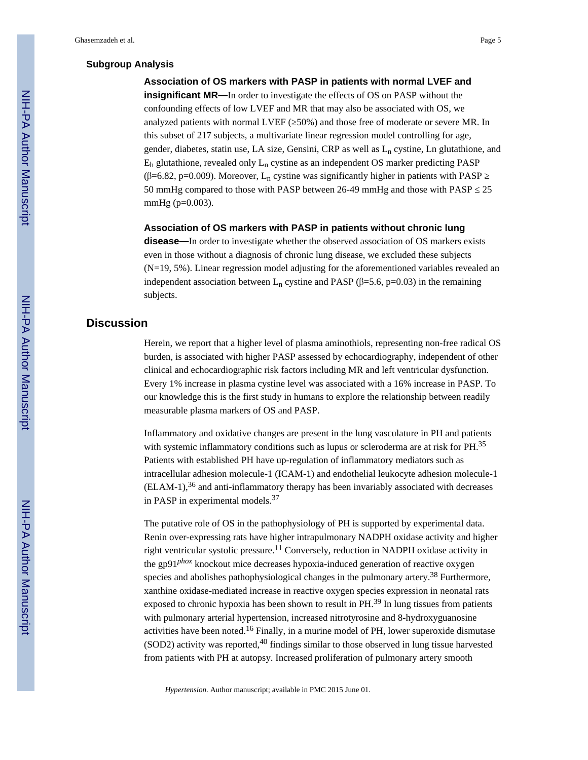### Subgroup Analysis

**Association of OS markers with PASP in patients with normal LVEF and insignificant MR—**In order to investigate the effects of OS on PASP without the confounding effects of low LVEF and MR that may also be associated with OS, we analyzed patients with normal LVEF (≥50%) and those free of moderate or severe MR. In this subset of 217 subjects, a multivariate linear regression model controlling for age, gender, diabetes, statin use, LA size, Gensini, CRP as well as $L_n$ cystine, Ln glutathione, and $E_h$ glutathione, revealed only $L_n$ cystine as an independent OS marker predicting PASP (β=6.82, p=0.009). Moreover, $L_n$ cystine was significantly higher in patients with PASP ≥ 50 mmHg compared to those with PASP between 26-49 mmHg and those with PASP ≤ 25 mmHg (p=0.003).

**Association of OS markers with PASP in patients without chronic lung disease—**In order to investigate whether the observed association of OS markers exists even in those without a diagnosis of chronic lung disease, we excluded these subjects (N=19, 5%). Linear regression model adjusting for the aforementioned variables revealed an independent association between $L_n$ cystine and PASP (β=5.6, p=0.03) in the remaining subjects.

## Discussion

Herein, we report that a higher level of plasma aminothiols, representing non-free radical OS burden, is associated with higher PASP assessed by echocardiography, independent of other clinical and echocardiographic risk factors including MR and left ventricular dysfunction. Every 1% increase in plasma cystine level was associated with a 16% increase in PASP. To our knowledge this is the first study in humans to explore the relationship between readily measurable plasma markers of OS and PASP.

Inflammatory and oxidative changes are present in the lung vasculature in PH and patients with systemic inflammatory conditions such as lupus or scleroderma are at risk for PH.[35] Patients with established PH have up-regulation of inflammatory mediators such as intracellular adhesion molecule-1 (ICAM-1) and endothelial leukocyte adhesion molecule-1 (ELAM-1),[36] and anti-inflammatory therapy has been invariably associated with decreases in PASP in experimental models.[37]

The putative role of OS in the pathophysiology of PH is supported by experimental data. Renin over-expressing rats have higher intrapulmonary NADPH oxidase activity and higher right ventricular systolic pressure.[11] Conversely, reduction in NADPH oxidase activity in the gp91*phox* knockout mice decreases hypoxia-induced generation of reactive oxygen species and abolishes pathophysiological changes in the pulmonary artery.[38] Furthermore, xanthine oxidase-mediated increase in reactive oxygen species expression in neonatal rats exposed to chronic hypoxia has been shown to result in PH.[39] In lung tissues from patients with pulmonary arterial hypertension, increased nitrotyrosine and 8-hydroxyguanosine activities have been noted.[16] Finally, in a murine model of PH, lower superoxide dismutase (SOD2) activity was reported,[40] findings similar to those observed in lung tissue harvested from patients with PH at autopsy. Increased proliferation of pulmonary artery smooth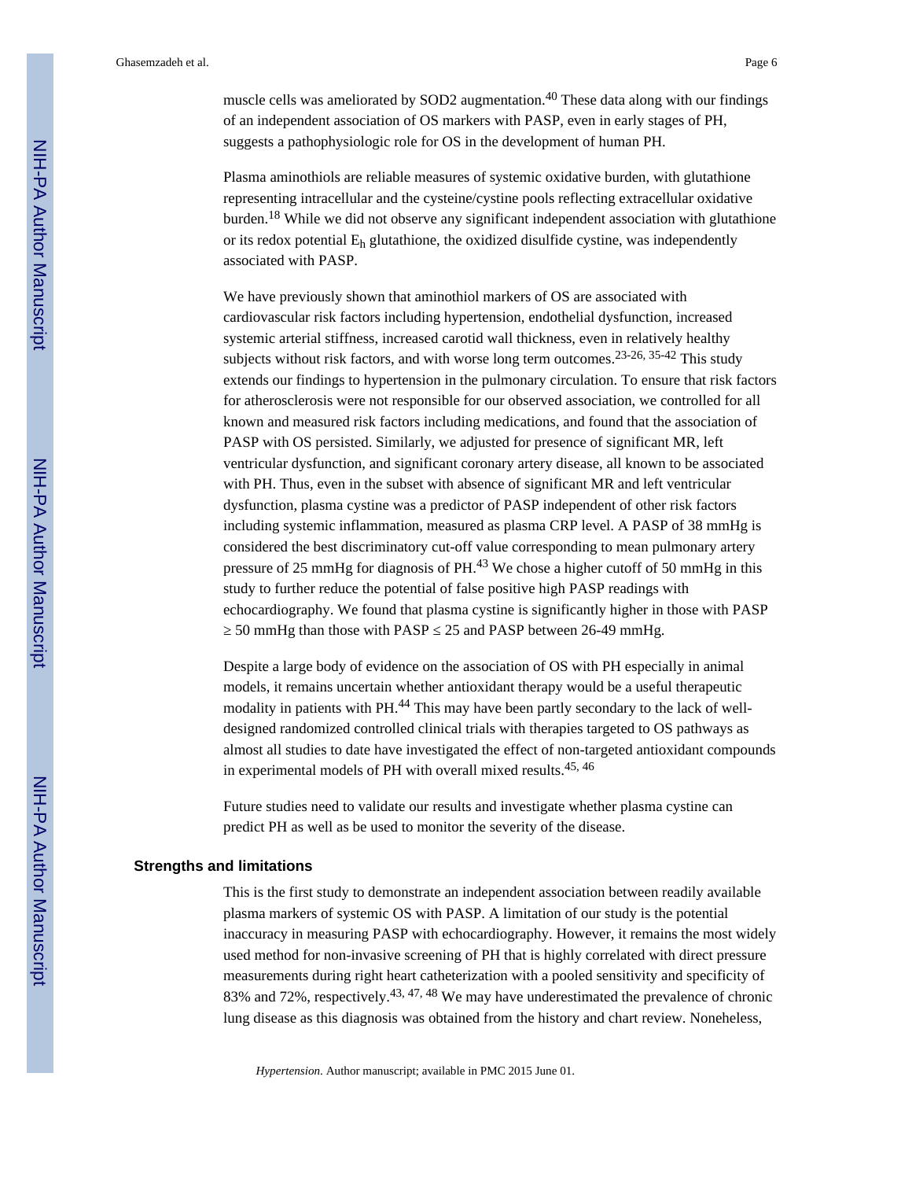muscle cells was ameliorated by SOD2 augmentation.[40] These data along with our findings of an independent association of OS markers with PASP, even in early stages of PH, suggests a pathophysiologic role for OS in the development of human PH.

Plasma aminothiols are reliable measures of systemic oxidative burden, with glutathione representing intracellular and the cysteine/cystine pools reflecting extracellular oxidative burden.[18] While we did not observe any significant independent association with glutathione or its redox potential $E_h$ glutathione, the oxidized disulfide cystine, was independently associated with PASP.

We have previously shown that aminothiol markers of OS are associated with cardiovascular risk factors including hypertension, endothelial dysfunction, increased systemic arterial stiffness, increased carotid wall thickness, even in relatively healthy subjects without risk factors, and with worse long term outcomes.[23-26, 35-42] This study extends our findings to hypertension in the pulmonary circulation. To ensure that risk factors for atherosclerosis were not responsible for our observed association, we controlled for all known and measured risk factors including medications, and found that the association of PASP with OS persisted. Similarly, we adjusted for presence of significant MR, left ventricular dysfunction, and significant coronary artery disease, all known to be associated with PH. Thus, even in the subset with absence of significant MR and left ventricular dysfunction, plasma cystine was a predictor of PASP independent of other risk factors including systemic inflammation, measured as plasma CRP level. A PASP of 38 mmHg is considered the best discriminatory cut-off value corresponding to mean pulmonary artery pressure of 25 mmHg for diagnosis of PH.[43] We chose a higher cutoff of 50 mmHg in this study to further reduce the potential of false positive high PASP readings with echocardiography. We found that plasma cystine is significantly higher in those with PASP $\geq$ 50 mmHg than those with PASP $\leq$ 25 and PASP between 26-49 mmHg.

Despite a large body of evidence on the association of OS with PH especially in animal models, it remains uncertain whether antioxidant therapy would be a useful therapeutic modality in patients with PH.[44] This may have been partly secondary to the lack of well-designed randomized controlled clinical trials with therapies targeted to OS pathways as almost all studies to date have investigated the effect of non-targeted antioxidant compounds in experimental models of PH with overall mixed results.[45, 46]

Future studies need to validate our results and investigate whether plasma cystine can predict PH as well as be used to monitor the severity of the disease.

## Strengths and limitations

This is the first study to demonstrate an independent association between readily available plasma markers of systemic OS with PASP. A limitation of our study is the potential inaccuracy in measuring PASP with echocardiography. However, it remains the most widely used method for non-invasive screening of PH that is highly correlated with direct pressure measurements during right heart catheterization with a pooled sensitivity and specificity of 83% and 72%, respectively.[43, 47, 48] We may have underestimated the prevalence of chronic lung disease as this diagnosis was obtained from the history and chart review. Noneheless,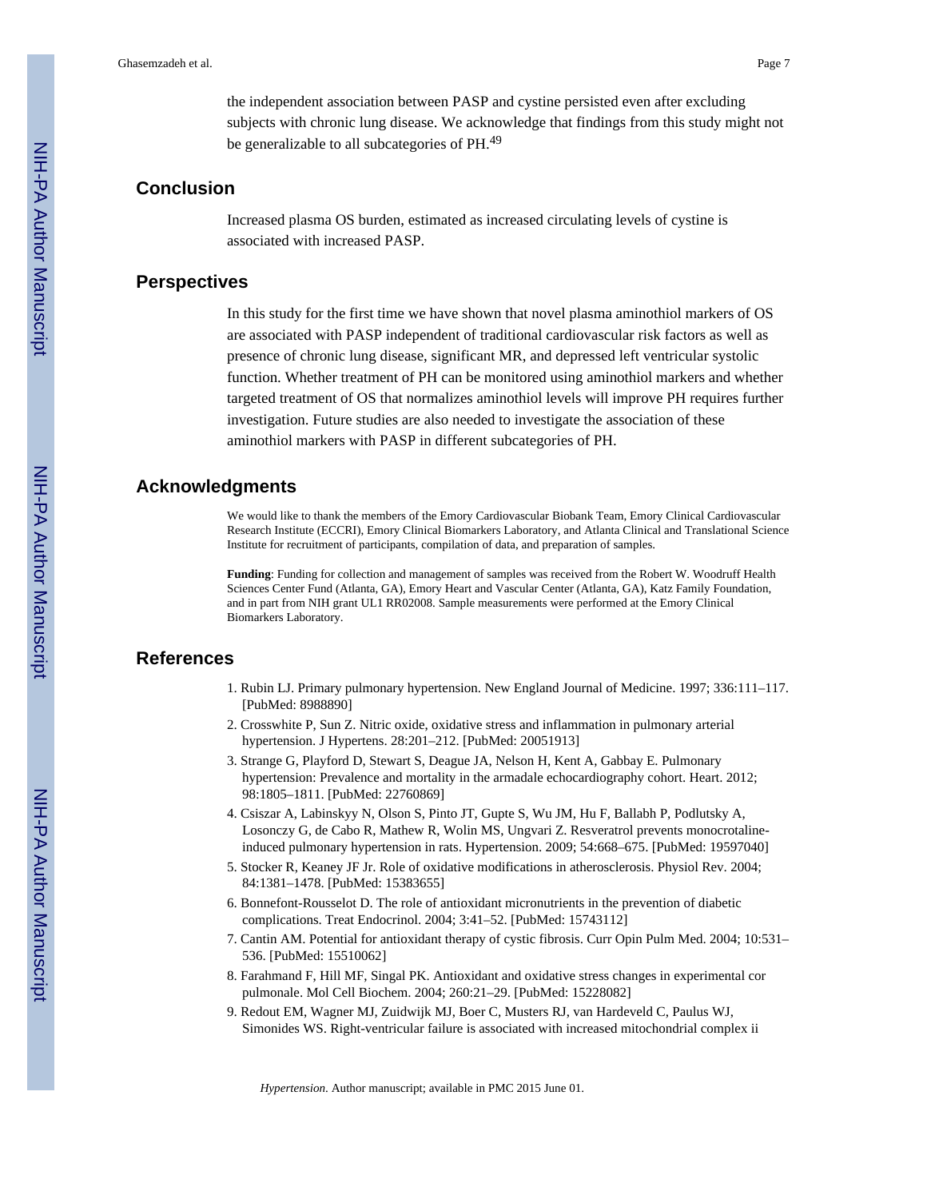the independent association between PASP and cystine persisted even after excluding subjects with chronic lung disease. We acknowledge that findings from this study might not be generalizable to all subcategories of PH.[49]

## Conclusion

Increased plasma OS burden, estimated as increased circulating levels of cystine is associated with increased PASP.

## Perspectives

In this study for the first time we have shown that novel plasma aminothiol markers of OS are associated with PASP independent of traditional cardiovascular risk factors as well as presence of chronic lung disease, significant MR, and depressed left ventricular systolic function. Whether treatment of PH can be monitored using aminothiol markers and whether targeted treatment of OS that normalizes aminothiol levels will improve PH requires further investigation. Future studies are also needed to investigate the association of these aminothiol markers with PASP in different subcategories of PH.

## Acknowledgments

We would like to thank the members of the Emory Cardiovascular Biobank Team, Emory Clinical Cardiovascular Research Institute (ECCRI), Emory Clinical Biomarkers Laboratory, and Atlanta Clinical and Translational Science Institute for recruitment of participants, compilation of data, and preparation of samples.

**Funding**: Funding for collection and management of samples was received from the Robert W. Woodruff Health Sciences Center Fund (Atlanta, GA), Emory Heart and Vascular Center (Atlanta, GA), Katz Family Foundation, and in part from NIH grant UL1 RR02008. Sample measurements were performed at the Emory Clinical Biomarkers Laboratory.

## References

1. Rubin LJ. Primary pulmonary hypertension. New England Journal of Medicine. 1997; 336:111–117. [PubMed: 8988890]
2. Crosswhite P, Sun Z. Nitric oxide, oxidative stress and inflammation in pulmonary arterial hypertension. J Hypertens. 28:201–212. [PubMed: 20051913]
3. Strange G, Playford D, Stewart S, Deague JA, Nelson H, Kent A, Gabbay E. Pulmonary hypertension: Prevalence and mortality in the armadale echocardiography cohort. Heart. 2012; 98:1805–1811. [PubMed: 22760869]
4. Csiszar A, Labinskyy N, Olson S, Pinto JT, Gupte S, Wu JM, Hu F, Ballabh P, Podlutsky A, Losonczy G, de Cabo R, Mathew R, Wolin MS, Ungvari Z. Resveratrol prevents monocrotaline-induced pulmonary hypertension in rats. Hypertension. 2009; 54:668–675. [PubMed: 19597040]
5. Stocker R, Keaney JF Jr. Role of oxidative modifications in atherosclerosis. Physiol Rev. 2004; 84:1381–1478. [PubMed: 15383655]
6. Bonnefont-Rousselot D. The role of antioxidant micronutrients in the prevention of diabetic complications. Treat Endocrinol. 2004; 3:41–52. [PubMed: 15743112]
7. Cantin AM. Potential for antioxidant therapy of cystic fibrosis. Curr Opin Pulm Med. 2004; 10:531–536. [PubMed: 15510062]
8. Farahmand F, Hill MF, Singal PK. Antioxidant and oxidative stress changes in experimental cor pulmonale. Mol Cell Biochem. 2004; 260:21–29. [PubMed: 15228082]
9. Redout EM, Wagner MJ, Zuidwijk MJ, Boer C, Musters RJ, van Hardeveld C, Paulus WJ, Simonides WS. Right-ventricular failure is associated with increased mitochondrial complex ii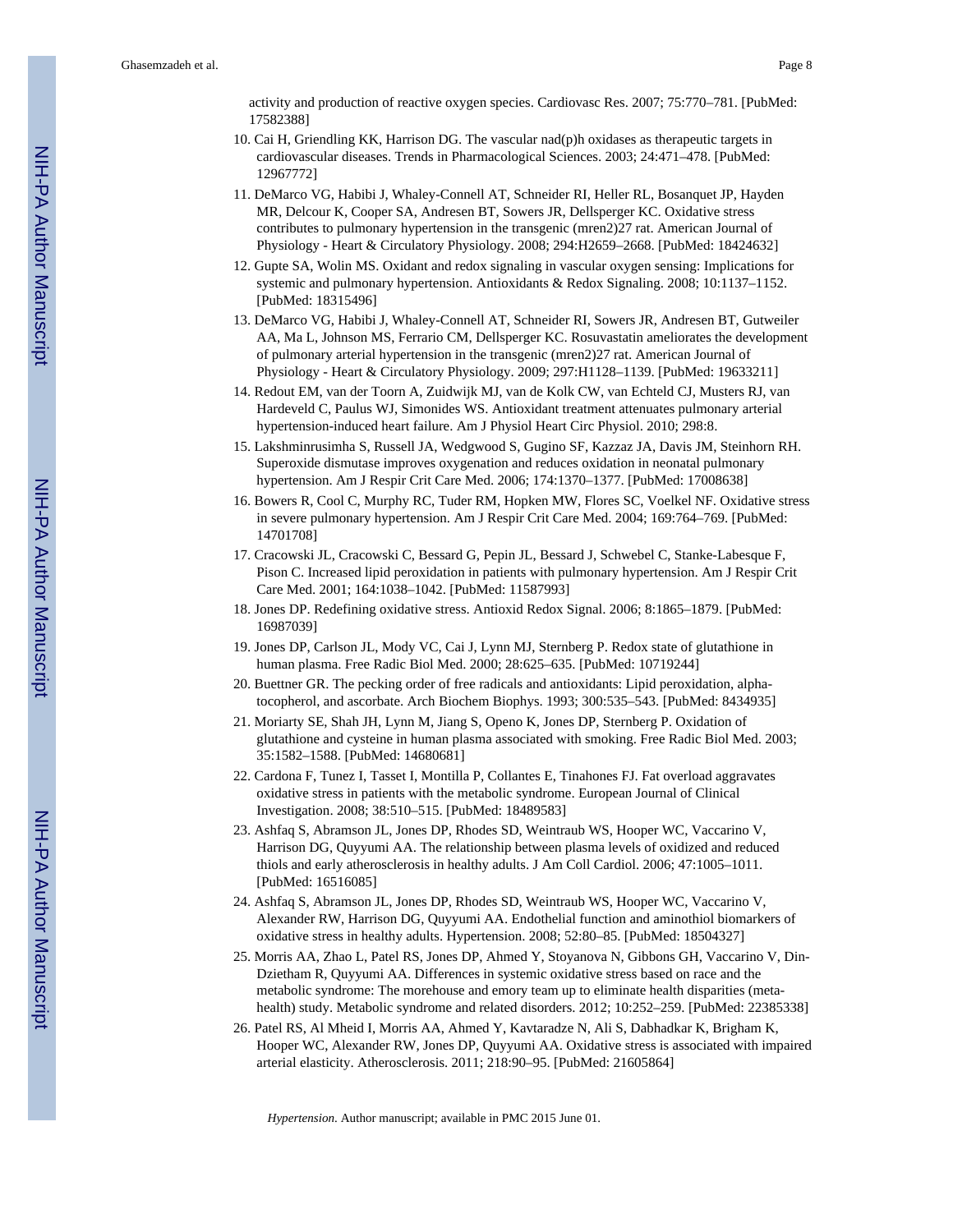activity and production of reactive oxygen species. Cardiovasc Res. 2007; 75:770–781. [PubMed: 17582388]

10. Cai H, Griendling KK, Harrison DG. The vascular nad(p)h oxidases as therapeutic targets in cardiovascular diseases. Trends in Pharmacological Sciences. 2003; 24:471–478. [PubMed: 12967772]
11. DeMarco VG, Habibi J, Whaley-Connell AT, Schneider RI, Heller RL, Bosanquet JP, Hayden MR, Delcour K, Cooper SA, Andresen BT, Sowers JR, Dellsperger KC. Oxidative stress contributes to pulmonary hypertension in the transgenic (mren2)27 rat. American Journal of Physiology - Heart & Circulatory Physiology. 2008; 294:H2659–2668. [PubMed: 18424632]
12. Gupte SA, Wolin MS. Oxidant and redox signaling in vascular oxygen sensing: Implications for systemic and pulmonary hypertension. Antioxidants & Redox Signaling. 2008; 10:1137–1152. [PubMed: 18315496]
13. DeMarco VG, Habibi J, Whaley-Connell AT, Schneider RI, Sowers JR, Andresen BT, Gutweiler AA, Ma L, Johnson MS, Ferrario CM, Dellsperger KC. Rosuvastatin ameliorates the development of pulmonary arterial hypertension in the transgenic (mren2)27 rat. American Journal of Physiology - Heart & Circulatory Physiology. 2009; 297:H1128–1139. [PubMed: 19633211]
14. Redout EM, van der Toorn A, Zuidwijk MJ, van de Kolk CW, van Echteld CJ, Musters RJ, van Hardeveld C, Paulus WJ, Simonides WS. Antioxidant treatment attenuates pulmonary arterial hypertension-induced heart failure. Am J Physiol Heart Circ Physiol. 2010; 298:8.
15. Lakshminrusimha S, Russell JA, Wedgwood S, Gugino SF, Kazzaz JA, Davis JM, Steinhorn RH. Superoxide dismutase improves oxygenation and reduces oxidation in neonatal pulmonary hypertension. Am J Respir Crit Care Med. 2006; 174:1370–1377. [PubMed: 17008638]
16. Bowers R, Cool C, Murphy RC, Tuder RM, Hopken MW, Flores SC, Voelkel NF. Oxidative stress in severe pulmonary hypertension. Am J Respir Crit Care Med. 2004; 169:764–769. [PubMed: 14701708]
17. Cracowski JL, Cracowski C, Bessard G, Pepin JL, Bessard J, Schwebel C, Stanke-Labesque F, Pison C. Increased lipid peroxidation in patients with pulmonary hypertension. Am J Respir Crit Care Med. 2001; 164:1038–1042. [PubMed: 11587993]
18. Jones DP. Redefining oxidative stress. Antioxid Redox Signal. 2006; 8:1865–1879. [PubMed: 16987039]
19. Jones DP, Carlson JL, Mody VC, Cai J, Lynn MJ, Sternberg P. Redox state of glutathione in human plasma. Free Radic Biol Med. 2000; 28:625–635. [PubMed: 10719244]
20. Buettner GR. The pecking order of free radicals and antioxidants: Lipid peroxidation, alpha-tocopherol, and ascorbate. Arch Biochem Biophys. 1993; 300:535–543. [PubMed: 8434935]
21. Moriarty SE, Shah JH, Lynn M, Jiang S, Openo K, Jones DP, Sternberg P. Oxidation of glutathione and cysteine in human plasma associated with smoking. Free Radic Biol Med. 2003; 35:1582–1588. [PubMed: 14680681]
22. Cardona F, Tunez I, Tasset I, Montilla P, Collantes E, Tinahones FJ. Fat overload aggravates oxidative stress in patients with the metabolic syndrome. European Journal of Clinical Investigation. 2008; 38:510–515. [PubMed: 18489583]
23. Ashfaq S, Abramson JL, Jones DP, Rhodes SD, Weintraub WS, Hooper WC, Vaccarino V, Harrison DG, Quyyumi AA. The relationship between plasma levels of oxidized and reduced thiols and early atherosclerosis in healthy adults. J Am Coll Cardiol. 2006; 47:1005–1011. [PubMed: 16516085]
24. Ashfaq S, Abramson JL, Jones DP, Rhodes SD, Weintraub WS, Hooper WC, Vaccarino V, Alexander RW, Harrison DG, Quyyumi AA. Endothelial function and aminothiol biomarkers of oxidative stress in healthy adults. Hypertension. 2008; 52:80–85. [PubMed: 18504327]
25. Morris AA, Zhao L, Patel RS, Jones DP, Ahmed Y, Stoyanova N, Gibbons GH, Vaccarino V, Din-Dzietham R, Quyyumi AA. Differences in systemic oxidative stress based on race and the metabolic syndrome: The morehouse and emory team up to eliminate health disparities (meta-health) study. Metabolic syndrome and related disorders. 2012; 10:252–259. [PubMed: 22385338]
26. Patel RS, Al Mheid I, Morris AA, Ahmed Y, Kavtaradze N, Ali S, Dabhadkar K, Brigham K, Hooper WC, Alexander RW, Jones DP, Quyyumi AA. Oxidative stress is associated with impaired arterial elasticity. Atherosclerosis. 2011; 218:90–95. [PubMed: 21605864]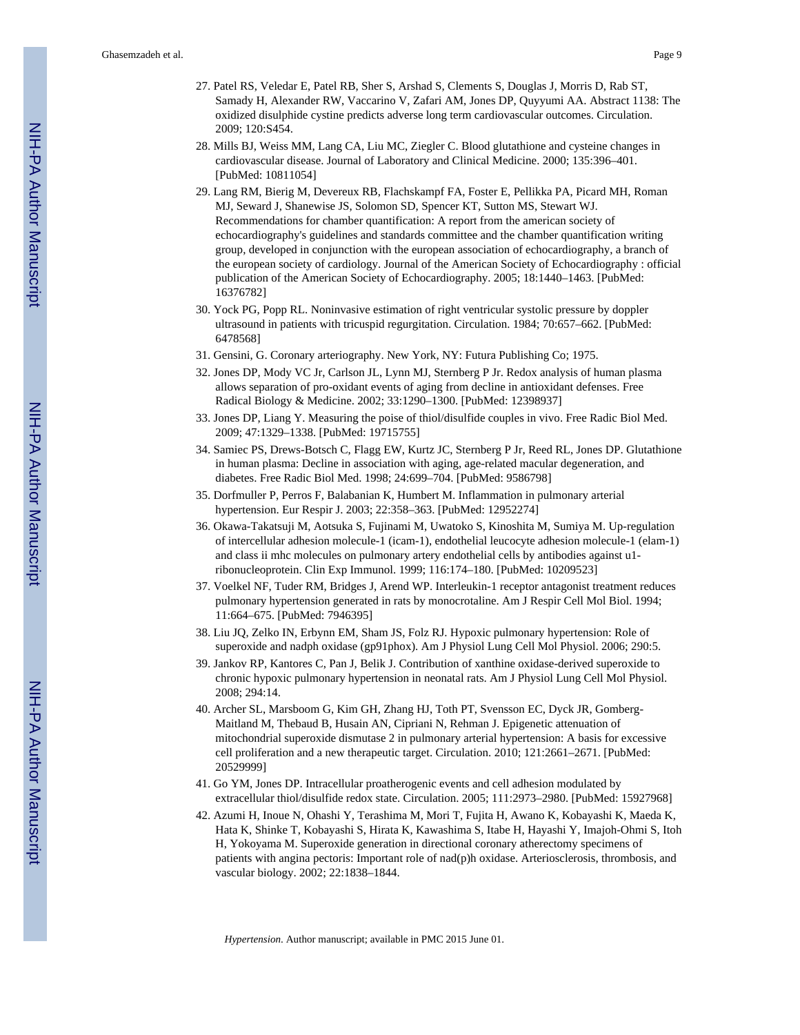27. Patel RS, Veledar E, Patel RB, Sher S, Arshad S, Clements S, Douglas J, Morris D, Rab ST, Samady H, Alexander RW, Vaccarino V, Zafari AM, Jones DP, Quyyumi AA. Abstract 1138: The oxidized disulphide cystine predicts adverse long term cardiovascular outcomes. Circulation. 2009; 120:S454.
28. Mills BJ, Weiss MM, Lang CA, Liu MC, Ziegler C. Blood glutathione and cysteine changes in cardiovascular disease. Journal of Laboratory and Clinical Medicine. 2000; 135:396–401. [PubMed: 10811054]
29. Lang RM, Bierig M, Devereux RB, Flachskampf FA, Foster E, Pellikka PA, Picard MH, Roman MJ, Seward J, Shanewise JS, Solomon SD, Spencer KT, Sutton MS, Stewart WJ. Recommendations for chamber quantification: A report from the american society of echocardiography's guidelines and standards committee and the chamber quantification writing group, developed in conjunction with the european association of echocardiography, a branch of the european society of cardiology. Journal of the American Society of Echocardiography : official publication of the American Society of Echocardiography. 2005; 18:1440–1463. [PubMed: 16376782]
30. Yock PG, Popp RL. Noninvasive estimation of right ventricular systolic pressure by doppler ultrasound in patients with tricuspid regurgitation. Circulation. 1984; 70:657–662. [PubMed: 6478568]
31. Gensini, G. Coronary arteriography. New York, NY: Futura Publishing Co; 1975.
32. Jones DP, Mody VC Jr, Carlson JL, Lynn MJ, Sternberg P Jr. Redox analysis of human plasma allows separation of pro-oxidant events of aging from decline in antioxidant defenses. Free Radical Biology & Medicine. 2002; 33:1290–1300. [PubMed: 12398937]
33. Jones DP, Liang Y. Measuring the poise of thiol/disulfide couples in vivo. Free Radic Biol Med. 2009; 47:1329–1338. [PubMed: 19715755]
34. Samiec PS, Drews-Botsch C, Flagg EW, Kurtz JC, Sternberg P Jr, Reed RL, Jones DP. Glutathione in human plasma: Decline in association with aging, age-related macular degeneration, and diabetes. Free Radic Biol Med. 1998; 24:699–704. [PubMed: 9586798]
35. Dorfmuller P, Perros F, Balabanian K, Humbert M. Inflammation in pulmonary arterial hypertension. Eur Respir J. 2003; 22:358–363. [PubMed: 12952274]
36. Okawa-Takatsuji M, Aotsuka S, Fujinami M, Uwatoko S, Kinoshita M, Sumiya M. Up-regulation of intercellular adhesion molecule-1 (icam-1), endothelial leucocyte adhesion molecule-1 (elam-1) and class ii mhc molecules on pulmonary artery endothelial cells by antibodies against u1-ribonucleoprotein. Clin Exp Immunol. 1999; 116:174–180. [PubMed: 10209523]
37. Voelkel NF, Tuder RM, Bridges J, Arend WP. Interleukin-1 receptor antagonist treatment reduces pulmonary hypertension generated in rats by monocrotaline. Am J Respir Cell Mol Biol. 1994; 11:664–675. [PubMed: 7946395]
38. Liu JQ, Zelko IN, Erbynn EM, Sham JS, Folz RJ. Hypoxic pulmonary hypertension: Role of superoxide and nadph oxidase (gp91phox). Am J Physiol Lung Cell Mol Physiol. 2006; 290:5.
39. Jankov RP, Kantores C, Pan J, Belik J. Contribution of xanthine oxidase-derived superoxide to chronic hypoxic pulmonary hypertension in neonatal rats. Am J Physiol Lung Cell Mol Physiol. 2008; 294:14.
40. Archer SL, Marsboom G, Kim GH, Zhang HJ, Toth PT, Svensson EC, Dyck JR, Gomberg-Maitland M, Thebaud B, Husain AN, Cipriani N, Rehman J. Epigenetic attenuation of mitochondrial superoxide dismutase 2 in pulmonary arterial hypertension: A basis for excessive cell proliferation and a new therapeutic target. Circulation. 2010; 121:2661–2671. [PubMed: 20529999]
41. Go YM, Jones DP. Intracellular proatherogenic events and cell adhesion modulated by extracellular thiol/disulfide redox state. Circulation. 2005; 111:2973–2980. [PubMed: 15927968]
42. Azumi H, Inoue N, Ohashi Y, Terashima M, Mori T, Fujita H, Awano K, Kobayashi K, Maeda K, Hata K, Shinke T, Kobayashi S, Hirata K, Kawashima S, Itabe H, Hayashi Y, Imajoh-Ohmi S, Itoh H, Yokoyama M. Superoxide generation in directional coronary atherectomy specimens of patients with angina pectoris: Important role of nad(p)h oxidase. Arteriosclerosis, thrombosis, and vascular biology. 2002; 22:1838–1844.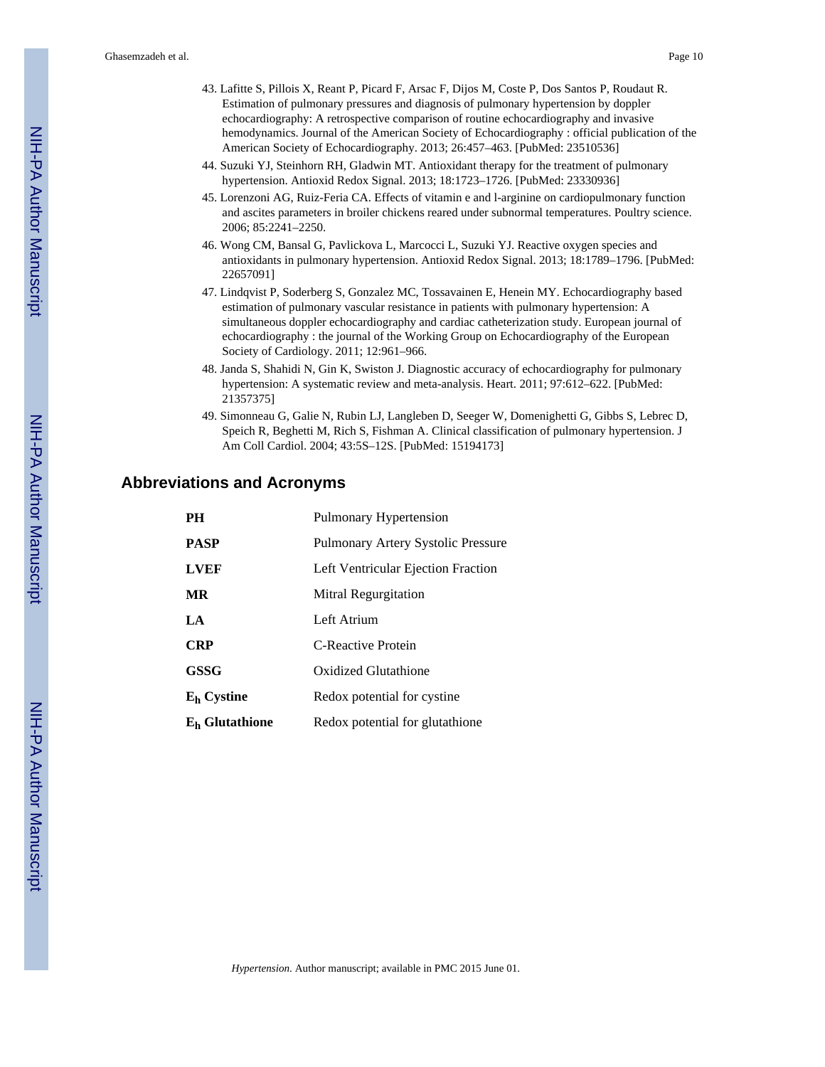43. Lafitte S, Pillois X, Reant P, Picard F, Arsac F, Dijos M, Coste P, Dos Santos P, Roudaut R. Estimation of pulmonary pressures and diagnosis of pulmonary hypertension by doppler echocardiography: A retrospective comparison of routine echocardiography and invasive hemodynamics. Journal of the American Society of Echocardiography : official publication of the American Society of Echocardiography. 2013; 26:457–463. [PubMed: 23510536]
44. Suzuki YJ, Steinhorn RH, Gladwin MT. Antioxidant therapy for the treatment of pulmonary hypertension. Antioxid Redox Signal. 2013; 18:1723–1726. [PubMed: 23330936]
45. Lorenzoni AG, Ruiz-Feria CA. Effects of vitamin e and l-arginine on cardiopulmonary function and ascites parameters in broiler chickens reared under subnormal temperatures. Poultry science. 2006; 85:2241–2250.
46. Wong CM, Bansal G, Pavlickova L, Marcocci L, Suzuki YJ. Reactive oxygen species and antioxidants in pulmonary hypertension. Antioxid Redox Signal. 2013; 18:1789–1796. [PubMed: 22657091]
47. Lindqvist P, Soderberg S, Gonzalez MC, Tossavainen E, Henein MY. Echocardiography based estimation of pulmonary vascular resistance in patients with pulmonary hypertension: A simultaneous doppler echocardiography and cardiac catheterization study. European journal of echocardiography : the journal of the Working Group on Echocardiography of the European Society of Cardiology. 2011; 12:961–966.
48. Janda S, Shahidi N, Gin K, Swiston J. Diagnostic accuracy of echocardiography for pulmonary hypertension: A systematic review and meta-analysis. Heart. 2011; 97:612–622. [PubMed: 21357375]
49. Simonneau G, Galie N, Rubin LJ, Langleben D, Seeger W, Domenighetti G, Gibbs S, Lebrec D, Speich R, Beghetti M, Rich S, Fishman A. Clinical classification of pulmonary hypertension. J Am Coll Cardiol. 2004; 43:5S–12S. [PubMed: 15194173]

## Abbreviations and Acronyms

| | |
|---|---|
| **PH** | Pulmonary Hypertension |
| **PASP** | Pulmonary Artery Systolic Pressure |
| **LVEF** | Left Ventricular Ejection Fraction |
| **MR** | Mitral Regurgitation |
| **LA** | Left Atrium |
| **CRP** | C-Reactive Protein |
| **GSSG** | Oxidized Glutathione |
| **$E_h$ Cystine** | Redox potential for cystine |
| **$E_h$ Glutathione** | Redox potential for glutathione |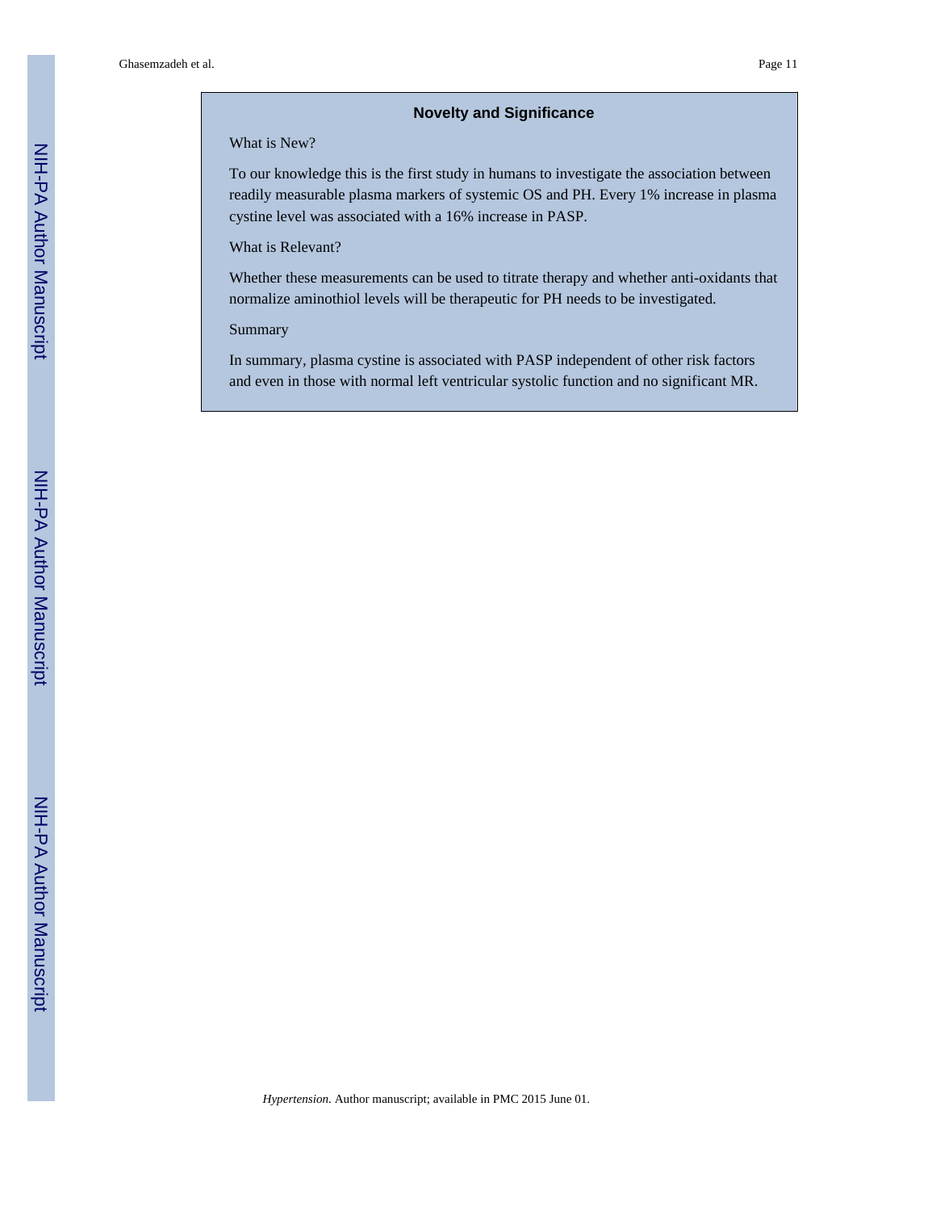## Novelty and Significance

What is New?

To our knowledge this is the first study in humans to investigate the association between readily measurable plasma markers of systemic OS and PH. Every 1% increase in plasma cystine level was associated with a 16% increase in PASP.

What is Relevant?

Whether these measurements can be used to titrate therapy and whether anti-oxidants that normalize aminothiol levels will be therapeutic for PH needs to be investigated.

Summary

In summary, plasma cystine is associated with PASP independent of other risk factors and even in those with normal left ventricular systolic function and no significant MR.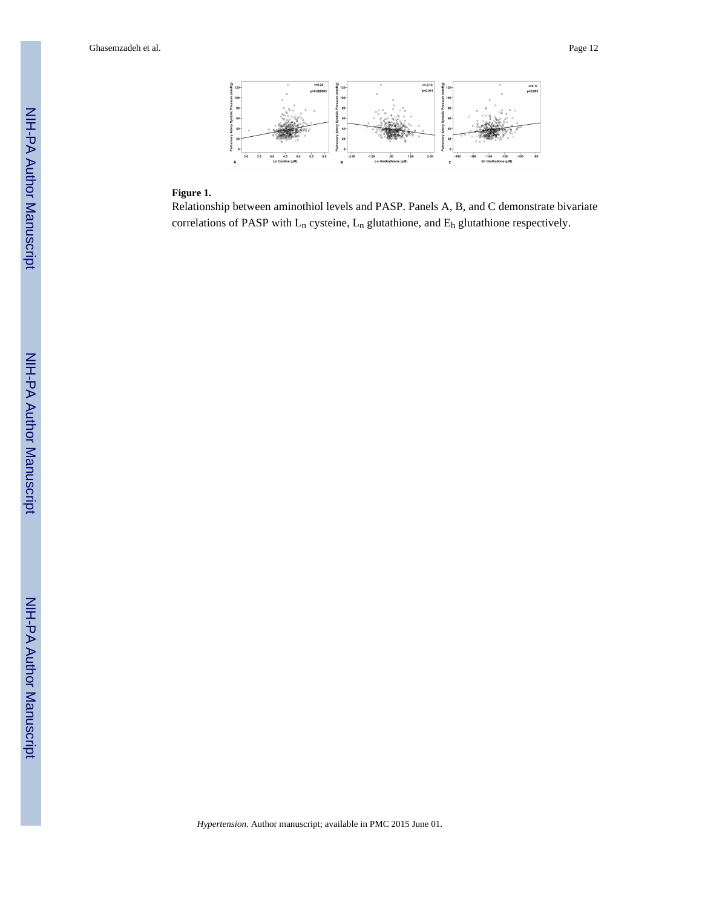**Figure 1.**

Relationship between aminothiol levels and PASP. Panels A, B, and C demonstrate bivariate correlations of PASP with $L_n$ cysteine, $L_n$ glutathione, and $E_h$ glutathione respectively.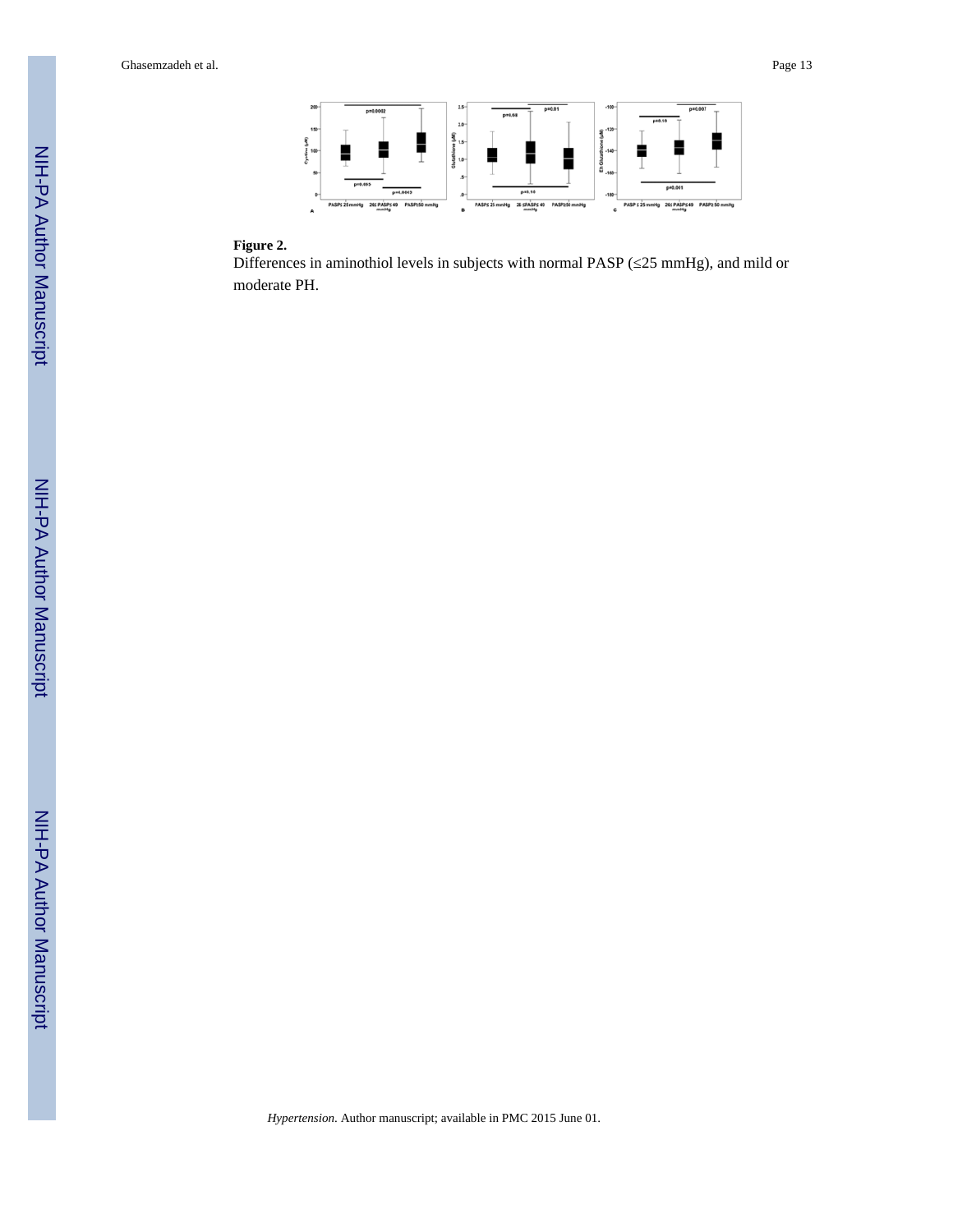**Figure 2.**

Differences in aminothiol levels in subjects with normal PASP (≤25 mmHg), and mild or moderate PH.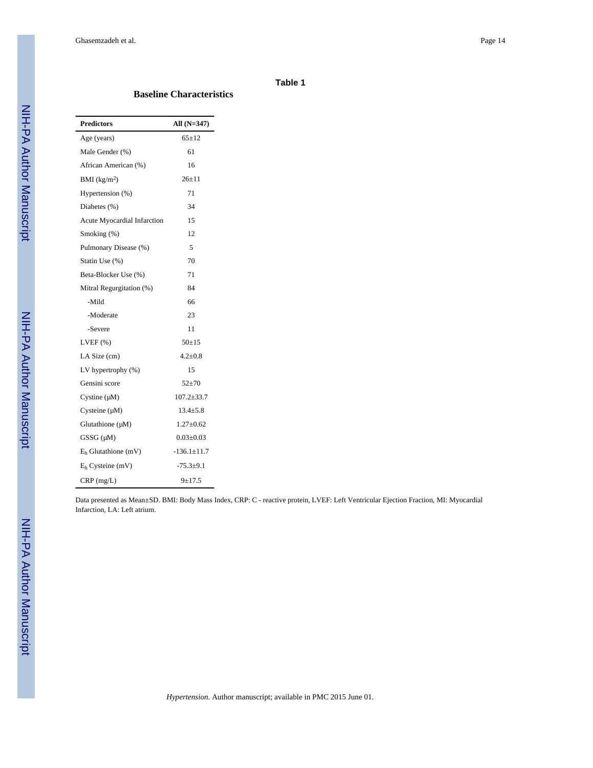## Table 1

### Baseline Characteristics

| Predictors | All (N=347) |
|---|---|
| Age (years) | 65±12 |
| Male Gender (%) | 61 |
| African American (%) | 16 |
| BMI (kg/m$^2$) | 26±11 |
| Hypertension (%) | 71 |
| Diabetes (%) | 34 |
| Acute Myocardial Infarction | 15 |
| Smoking (%) | 12 |
| Pulmonary Disease (%) | 5 |
| Statin Use (%) | 70 |
| Beta-Blocker Use (%) | 71 |
| Mitral Regurgitation (%) | 84 |
| -Mild | 66 |
| -Moderate | 23 |
| -Severe | 11 |
| LVEF (%) | 50±15 |
| LA Size (cm) | 4.2±0.8 |
| LV hypertrophy (%) | 15 |
| Gensini score | 52±70 |
| Cystine (μM) | 107.2±33.7 |
| Cysteine (μM) | 13.4±5.8 |
| Glutathione (μM) | 1.27±0.62 |
| GSSG (μM) | 0.03±0.03 |
| $E_h$ Glutathione (mV) | -136.1±11.7 |
| $E_h$ Cysteine (mV) | -75.3±9.1 |
| CRP (mg/L) | 9±17.5 |

Data presented as Mean±SD. BMI: Body Mass Index, CRP: C - reactive protein, LVEF: Left Ventricular Ejection Fraction, MI: Myocardial Infarction, LA: Left atrium.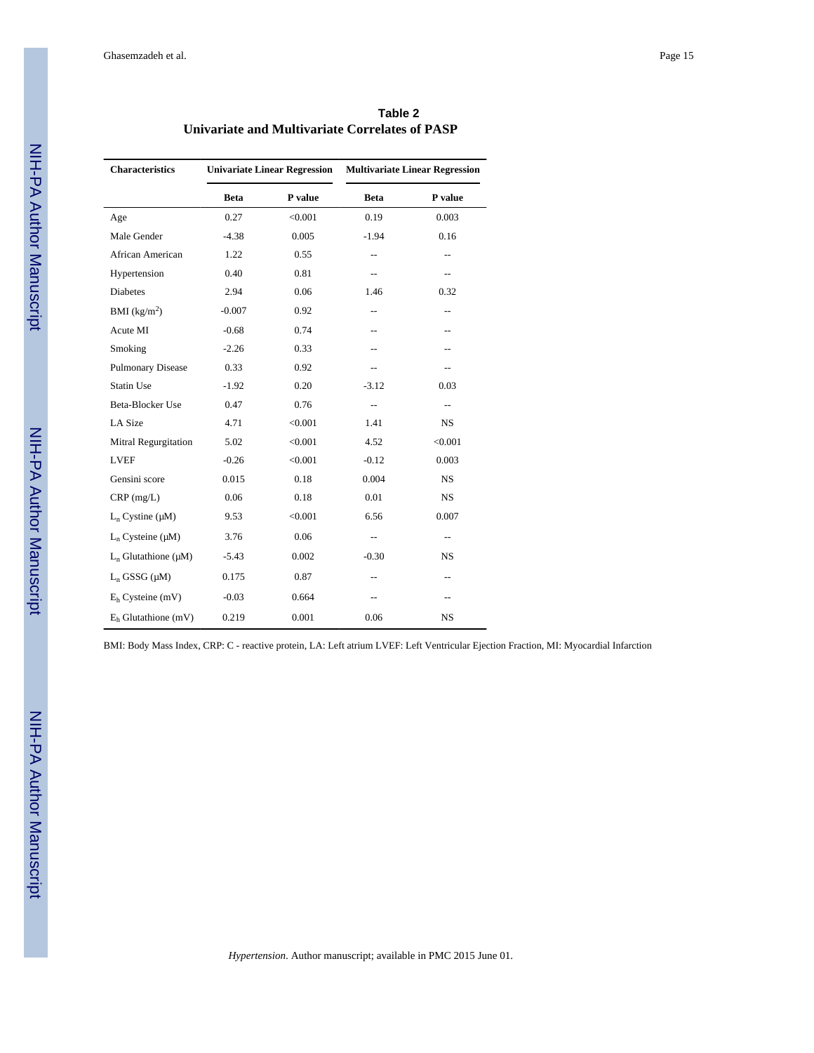## Table 2

**Univariate and Multivariate Correlates of PASP**

| Characteristics | Univariate Linear Regression | | Multivariate Linear Regression | |
|---|---|---|---|---|
| | Beta | P value | Beta | P value |
| Age | 0.27 | <0.001 | 0.19 | 0.003 |
| Male Gender | -4.38 | 0.005 | -1.94 | 0.16 |
| African American | 1.22 | 0.55 | -- | -- |
| Hypertension | 0.40 | 0.81 | -- | -- |
| Diabetes | 2.94 | 0.06 | 1.46 | 0.32 |
| BMI ($kg/m^2$) | -0.007 | 0.92 | -- | -- |
| Acute MI | -0.68 | 0.74 | -- | -- |
| Smoking | -2.26 | 0.33 | -- | -- |
| Pulmonary Disease | 0.33 | 0.92 | -- | -- |
| Statin Use | -1.92 | 0.20 | -3.12 | 0.03 |
| Beta-Blocker Use | 0.47 | 0.76 | -- | -- |
| LA Size | 4.71 | <0.001 | 1.41 | NS |
| Mitral Regurgitation | 5.02 | <0.001 | 4.52 | <0.001 |
| LVEF | -0.26 | <0.001 | -0.12 | 0.003 |
| Gensini score | 0.015 | 0.18 | 0.004 | NS |
| CRP (mg/L) | 0.06 | 0.18 | 0.01 | NS |
| $L_n$ Cystine (μM) | 9.53 | <0.001 | 6.56 | 0.007 |
| $L_n$ Cysteine (μM) | 3.76 | 0.06 | -- | -- |
| $L_n$ Glutathione (μM) | -5.43 | 0.002 | -0.30 | NS |
| $L_n$ GSSG (μM) | 0.175 | 0.87 | -- | -- |
| $E_h$ Cysteine (mV) | -0.03 | 0.664 | -- | -- |
| $E_h$ Glutathione (mV) | 0.219 | 0.001 | 0.06 | NS |

BMI: Body Mass Index, CRP: C - reactive protein, LA: Left atrium LVEF: Left Ventricular Ejection Fraction, MI: Myocardial Infarction